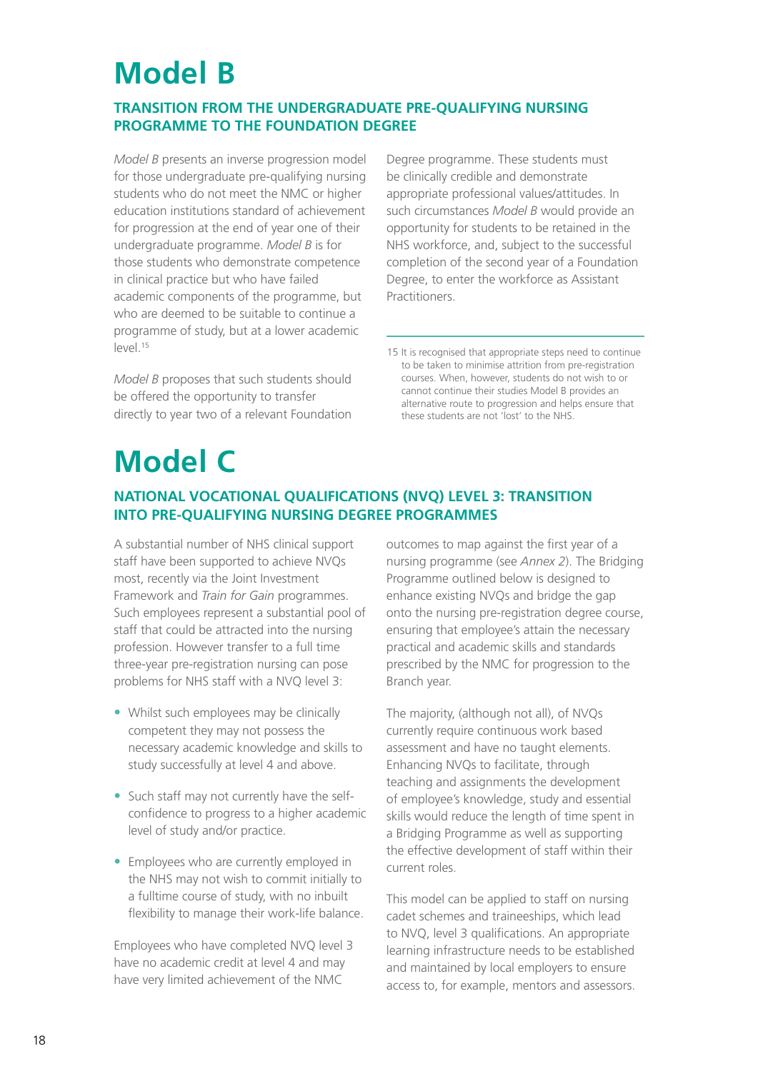# Model B

### TRANSITION FROM THE UNDERGRADUATE PRE-QUALIFYING NURSING PROGRAMME TO THE FOUNDATION DEGREE

*Model B* presents an inverse progression model for those undergraduate pre-qualifying nursing students who do not meet the NMC or higher education institutions standard of achievement for progression at the end of year one of their undergraduate programme. *Model B* is for those students who demonstrate competence in clinical practice but who have failed academic components of the programme, but who are deemed to be suitable to continue a programme of study, but at a lower academic level.[15]

*Model B* proposes that such students should be offered the opportunity to transfer directly to year two of a relevant Foundation Degree programme. These students must be clinically credible and demonstrate appropriate professional values/attitudes. In such circumstances *Model B* would provide an opportunity for students to be retained in the NHS workforce, and, subject to the successful completion of the second year of a Foundation Degree, to enter the workforce as Assistant Practitioners.

15 It is recognised that appropriate steps need to continue to be taken to minimise attrition from pre-registration courses. When, however, students do not wish to or cannot continue their studies Model B provides an alternative route to progression and helps ensure that these students are not 'lost' to the NHS.

# Model C

### NATIONAL VOCATIONAL QUALIFICATIONS (NVQ) LEVEL 3: TRANSITION INTO PRE-QUALIFYING NURSING DEGREE PROGRAMMES

A substantial number of NHS clinical support staff have been supported to achieve NVQs most, recently via the Joint Investment Framework and *Train for Gain* programmes. Such employees represent a substantial pool of staff that could be attracted into the nursing profession. However transfer to a full time three-year pre-registration nursing can pose problems for NHS staff with a NVQ level 3:

- Whilst such employees may be clinically competent they may not possess the necessary academic knowledge and skills to study successfully at level 4 and above.
- Such staff may not currently have the self-confidence to progress to a higher academic level of study and/or practice.
- Employees who are currently employed in the NHS may not wish to commit initially to a fulltime course of study, with no inbuilt flexibility to manage their work-life balance.

Employees who have completed NVQ level 3 have no academic credit at level 4 and may have very limited achievement of the NMC outcomes to map against the first year of a nursing programme (see *Annex 2*). The Bridging Programme outlined below is designed to enhance existing NVQs and bridge the gap onto the nursing pre-registration degree course, ensuring that employee's attain the necessary practical and academic skills and standards prescribed by the NMC for progression to the Branch year.

The majority, (although not all), of NVQs currently require continuous work based assessment and have no taught elements. Enhancing NVQs to facilitate, through teaching and assignments the development of employee's knowledge, study and essential skills would reduce the length of time spent in a Bridging Programme as well as supporting the effective development of staff within their current roles.

This model can be applied to staff on nursing cadet schemes and traineeships, which lead to NVQ, level 3 qualifications. An appropriate learning infrastructure needs to be established and maintained by local employers to ensure access to, for example, mentors and assessors.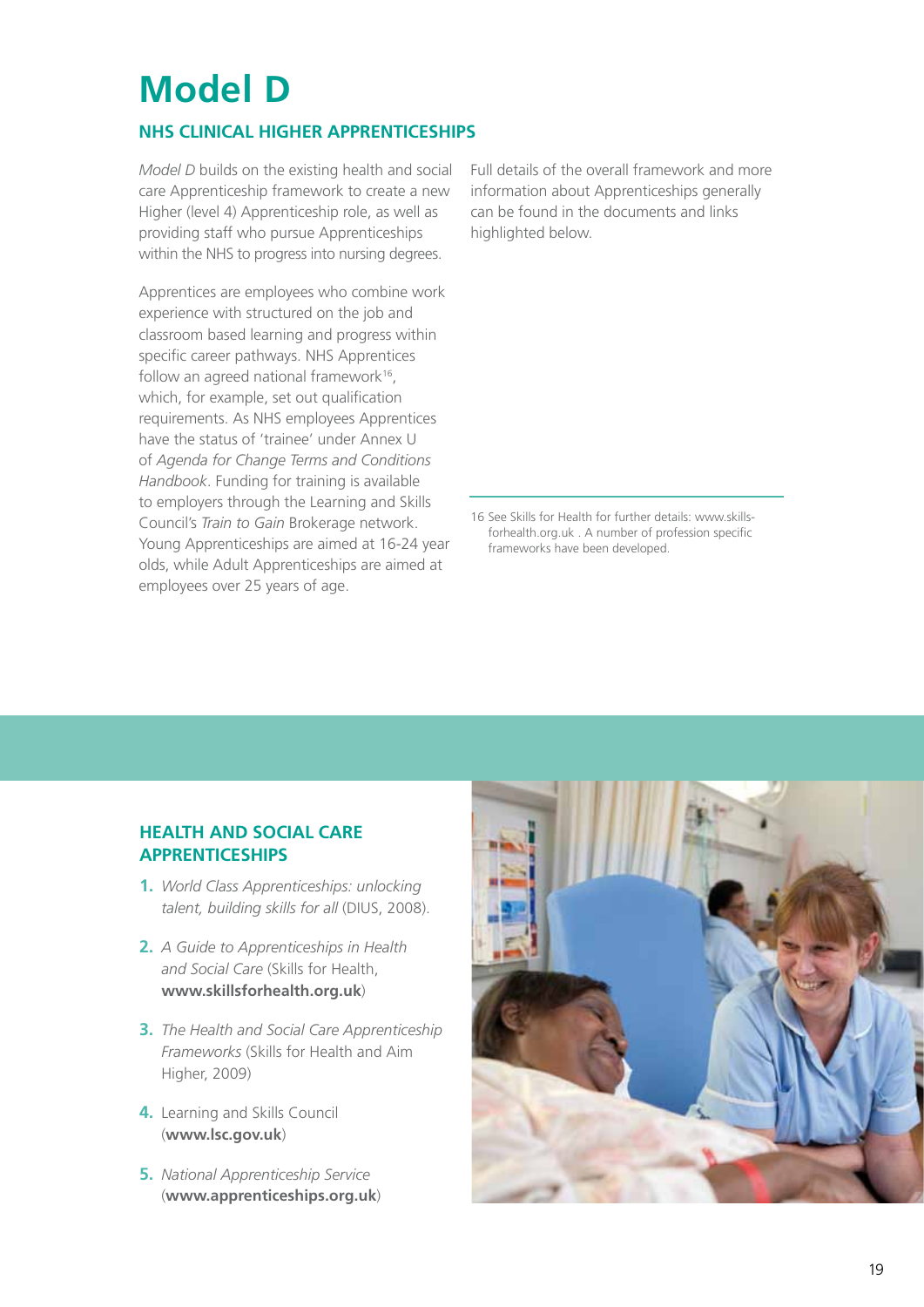# Model D

## NHS CLINICAL HIGHER APPRENTICESHIPS

*Model D* builds on the existing health and social care Apprenticeship framework to create a new Higher (level 4) Apprenticeship role, as well as providing staff who pursue Apprenticeships within the NHS to progress into nursing degrees.

Apprentices are employees who combine work experience with structured on the job and classroom based learning and progress within specific career pathways. NHS Apprentices follow an agreed national framework[16], which, for example, set out qualification requirements. As NHS employees Apprentices have the status of 'trainee' under Annex U of *Agenda for Change Terms and Conditions Handbook*. Funding for training is available to employers through the Learning and Skills Council's *Train to Gain* Brokerage network. Young Apprenticeships are aimed at 16-24 year olds, while Adult Apprenticeships are aimed at employees over 25 years of age.

Full details of the overall framework and more information about Apprenticeships generally can be found in the documents and links highlighted below.

16 See Skills for Health for further details: www.skills-forhealth.org.uk . A number of profession specific frameworks have been developed.

### HEALTH AND SOCIAL CARE APPRENTICESHIPS

1. *World Class Apprenticeships: unlocking talent, building skills for all* (DIUS, 2008).
2. *A Guide to Apprenticeships in Health and Social Care* (Skills for Health, **www.skillsforhealth.org.uk**)
3. *The Health and Social Care Apprenticeship Frameworks* (Skills for Health and Aim Higher, 2009)
4. Learning and Skills Council (**www.lsc.gov.uk**)
5. *National Apprenticeship Service* (**www.apprenticeships.org.uk**)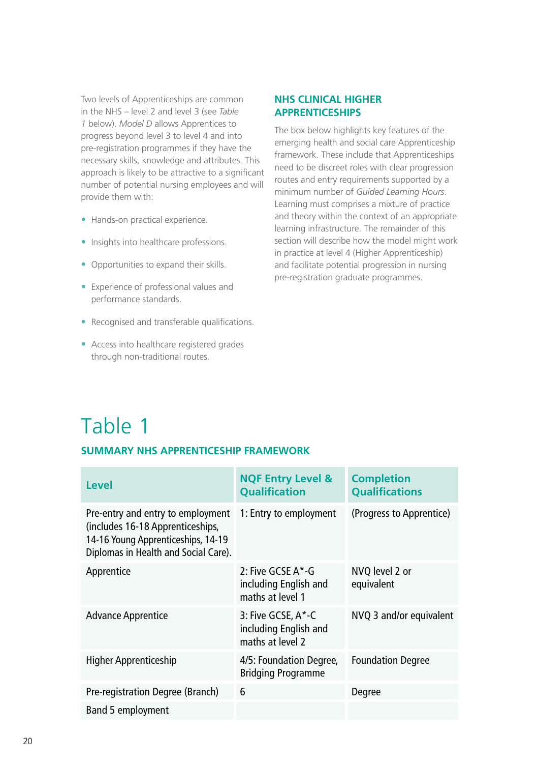Two levels of Apprenticeships are common in the NHS – level 2 and level 3 (see *Table 1* below). *Model D* allows Apprentices to progress beyond level 3 to level 4 and into pre-registration programmes if they have the necessary skills, knowledge and attributes. This approach is likely to be attractive to a significant number of potential nursing employees and will provide them with:

- Hands-on practical experience.
- Insights into healthcare professions.
- Opportunities to expand their skills.
- Experience of professional values and performance standards.
- Recognised and transferable qualifications.
- Access into healthcare registered grades through non-traditional routes.

## NHS CLINICAL HIGHER APPRENTICESHIPS

The box below highlights key features of the emerging health and social care Apprenticeship framework. These include that Apprenticeships need to be discreet roles with clear progression routes and entry requirements supported by a minimum number of *Guided Learning Hours*. Learning must comprises a mixture of practice and theory within the context of an appropriate learning infrastructure. The remainder of this section will describe how the model might work in practice at level 4 (Higher Apprenticeship) and facilitate potential progression in nursing pre-registration graduate programmes.

# Table 1

### SUMMARY NHS APPRENTICESHIP FRAMEWORK

| Level | NQF Entry Level & Qualification | Completion Qualifications |
|---|---|---|
| Pre-entry and entry to employment (includes 16-18 Apprenticeships, 14-16 Young Apprenticeships, 14-19 Diplomas in Health and Social Care). | 1: Entry to employment | (Progress to Apprentice) |
| Apprentice | 2: Five GCSE A*-G including English and maths at level 1 | NVQ level 2 or equivalent |
| Advance Apprentice | 3: Five GCSE, A*-C including English and maths at level 2 | NVQ 3 and/or equivalent |
| Higher Apprenticeship | 4/5: Foundation Degree, Bridging Programme | Foundation Degree |
| Pre-registration Degree (Branch) | 6 | Degree |
| Band 5 employment | | |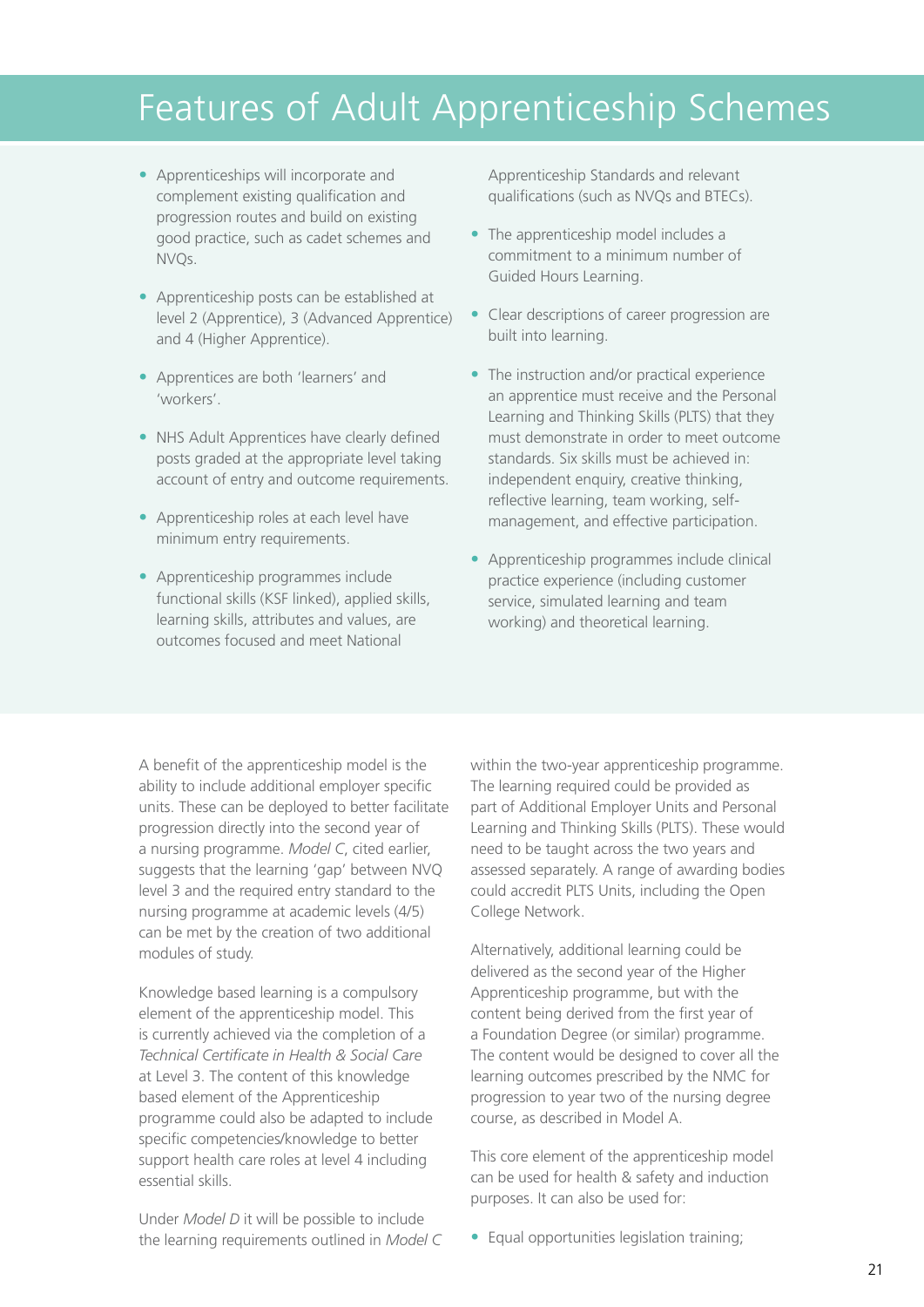# Features of Adult Apprenticeship Schemes

- Apprenticeships will incorporate and complement existing qualification and progression routes and build on existing good practice, such as cadet schemes and NVQs.
- Apprenticeship posts can be established at level 2 (Apprentice), 3 (Advanced Apprentice) and 4 (Higher Apprentice).
- Apprentices are both 'learners' and 'workers'.
- NHS Adult Apprentices have clearly defined posts graded at the appropriate level taking account of entry and outcome requirements.
- Apprenticeship roles at each level have minimum entry requirements.
- Apprenticeship programmes include functional skills (KSF linked), applied skills, learning skills, attributes and values, are outcomes focused and meet National Apprenticeship Standards and relevant qualifications (such as NVQs and BTECs).
- The apprenticeship model includes a commitment to a minimum number of Guided Hours Learning.
- Clear descriptions of career progression are built into learning.
- The instruction and/or practical experience an apprentice must receive and the Personal Learning and Thinking Skills (PLTS) that they must demonstrate in order to meet outcome standards. Six skills must be achieved in: independent enquiry, creative thinking, reflective learning, team working, self-management, and effective participation.
- Apprenticeship programmes include clinical practice experience (including customer service, simulated learning and team working) and theoretical learning.

A benefit of the apprenticeship model is the ability to include additional employer specific units. These can be deployed to better facilitate progression directly into the second year of a nursing programme. *Model C*, cited earlier, suggests that the learning 'gap' between NVQ level 3 and the required entry standard to the nursing programme at academic levels (4/5) can be met by the creation of two additional modules of study.

Knowledge based learning is a compulsory element of the apprenticeship model. This is currently achieved via the completion of a *Technical Certificate in Health & Social Care* at Level 3. The content of this knowledge based element of the Apprenticeship programme could also be adapted to include specific competencies/knowledge to better support health care roles at level 4 including essential skills.

Under *Model D* it will be possible to include the learning requirements outlined in *Model C* within the two-year apprenticeship programme. The learning required could be provided as part of Additional Employer Units and Personal Learning and Thinking Skills (PLTS). These would need to be taught across the two years and assessed separately. A range of awarding bodies could accredit PLTS Units, including the Open College Network.

Alternatively, additional learning could be delivered as the second year of the Higher Apprenticeship programme, but with the content being derived from the first year of a Foundation Degree (or similar) programme. The content would be designed to cover all the learning outcomes prescribed by the NMC for progression to year two of the nursing degree course, as described in Model A.

This core element of the apprenticeship model can be used for health & safety and induction purposes. It can also be used for:

- Equal opportunities legislation training;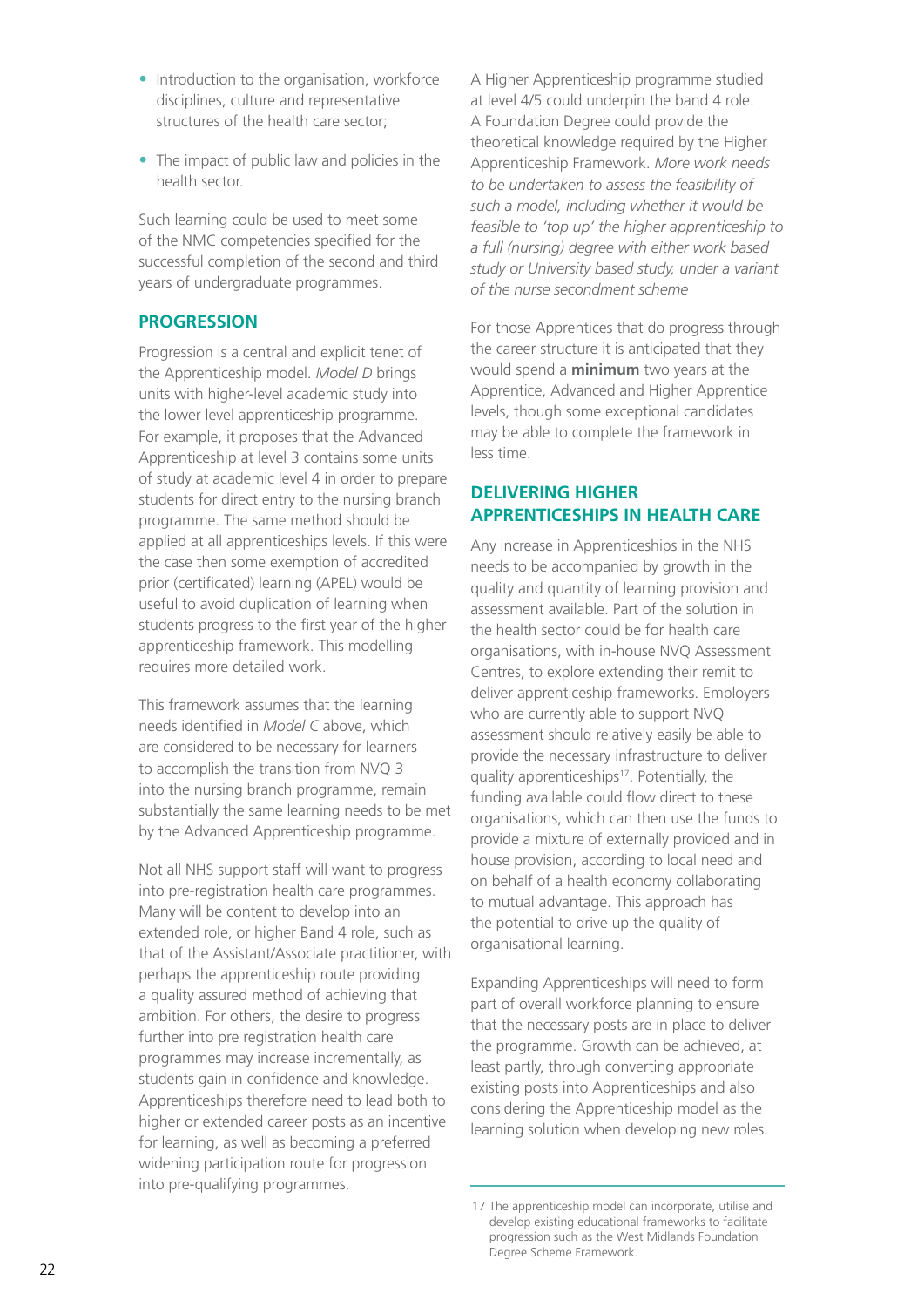- Introduction to the organisation, workforce disciplines, culture and representative structures of the health care sector;
- The impact of public law and policies in the health sector.

Such learning could be used to meet some of the NMC competencies specified for the successful completion of the second and third years of undergraduate programmes.

## PROGRESSION

Progression is a central and explicit tenet of the Apprenticeship model. *Model D* brings units with higher-level academic study into the lower level apprenticeship programme. For example, it proposes that the Advanced Apprenticeship at level 3 contains some units of study at academic level 4 in order to prepare students for direct entry to the nursing branch programme. The same method should be applied at all apprenticeships levels. If this were the case then some exemption of accredited prior (certificated) learning (APEL) would be useful to avoid duplication of learning when students progress to the first year of the higher apprenticeship framework. This modelling requires more detailed work.

This framework assumes that the learning needs identified in *Model C* above, which are considered to be necessary for learners to accomplish the transition from NVQ 3 into the nursing branch programme, remain substantially the same learning needs to be met by the Advanced Apprenticeship programme.

Not all NHS support staff will want to progress into pre-registration health care programmes. Many will be content to develop into an extended role, or higher Band 4 role, such as that of the Assistant/Associate practitioner, with perhaps the apprenticeship route providing a quality assured method of achieving that ambition. For others, the desire to progress further into pre registration health care programmes may increase incrementally, as students gain in confidence and knowledge. Apprenticeships therefore need to lead both to higher or extended career posts as an incentive for learning, as well as becoming a preferred widening participation route for progression into pre-qualifying programmes.

A Higher Apprenticeship programme studied at level 4/5 could underpin the band 4 role. A Foundation Degree could provide the theoretical knowledge required by the Higher Apprenticeship Framework. *More work needs to be undertaken to assess the feasibility of such a model, including whether it would be feasible to 'top up' the higher apprenticeship to a full (nursing) degree with either work based study or University based study, under a variant of the nurse secondment scheme*

For those Apprentices that do progress through the career structure it is anticipated that they would spend a **minimum** two years at the Apprentice, Advanced and Higher Apprentice levels, though some exceptional candidates may be able to complete the framework in less time.

## DELIVERING HIGHER APPRENTICESHIPS IN HEALTH CARE

Any increase in Apprenticeships in the NHS needs to be accompanied by growth in the quality and quantity of learning provision and assessment available. Part of the solution in the health sector could be for health care organisations, with in-house NVQ Assessment Centres, to explore extending their remit to deliver apprenticeship frameworks. Employers who are currently able to support NVQ assessment should relatively easily be able to provide the necessary infrastructure to deliver quality apprenticeships[17]. Potentially, the funding available could flow direct to these organisations, which can then use the funds to provide a mixture of externally provided and in house provision, according to local need and on behalf of a health economy collaborating to mutual advantage. This approach has the potential to drive up the quality of organisational learning.

Expanding Apprenticeships will need to form part of overall workforce planning to ensure that the necessary posts are in place to deliver the programme. Growth can be achieved, at least partly, through converting appropriate existing posts into Apprenticeships and also considering the Apprenticeship model as the learning solution when developing new roles.

---

17 The apprenticeship model can incorporate, utilise and develop existing educational frameworks to facilitate progression such as the West Midlands Foundation Degree Scheme Framework.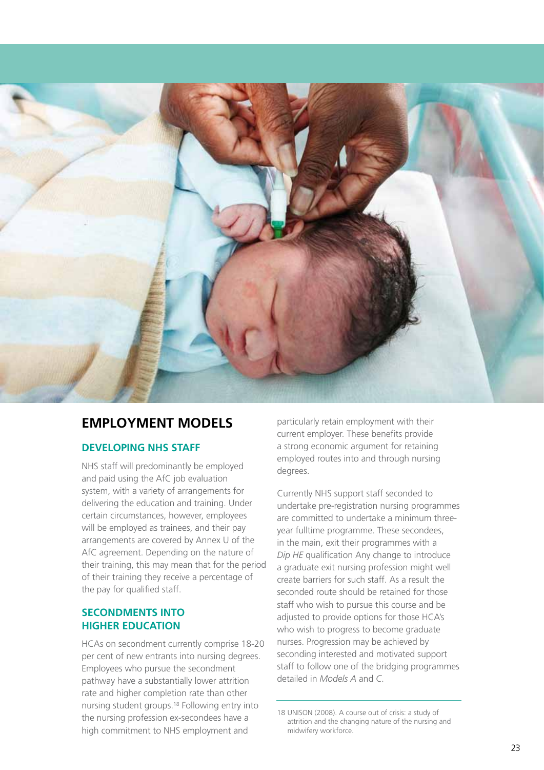## EMPLOYMENT MODELS

### DEVELOPING NHS STAFF

NHS staff will predominantly be employed and paid using the AfC job evaluation system, with a variety of arrangements for delivering the education and training. Under certain circumstances, however, employees will be employed as trainees, and their pay arrangements are covered by Annex U of the AfC agreement. Depending on the nature of their training, this may mean that for the period of their training they receive a percentage of the pay for qualified staff.

### SECONDMENTS INTO HIGHER EDUCATION

HCAs on secondment currently comprise 18-20 per cent of new entrants into nursing degrees. Employees who pursue the secondment pathway have a substantially lower attrition rate and higher completion rate than other nursing student groups.[18] Following entry into the nursing profession ex-secondees have a high commitment to NHS employment and particularly retain employment with their current employer. These benefits provide a strong economic argument for retaining employed routes into and through nursing degrees.

Currently NHS support staff seconded to undertake pre-registration nursing programmes are committed to undertake a minimum three-year fulltime programme. These secondees, in the main, exit their programmes with a *Dip HE* qualification Any change to introduce a graduate exit nursing profession might well create barriers for such staff. As a result the seconded route should be retained for those staff who wish to pursue this course and be adjusted to provide options for those HCA's who wish to progress to become graduate nurses. Progression may be achieved by seconding interested and motivated support staff to follow one of the bridging programmes detailed in *Models A* and *C*.

---

18 UNISON (2008). A course out of crisis: a study of attrition and the changing nature of the nursing and midwifery workforce.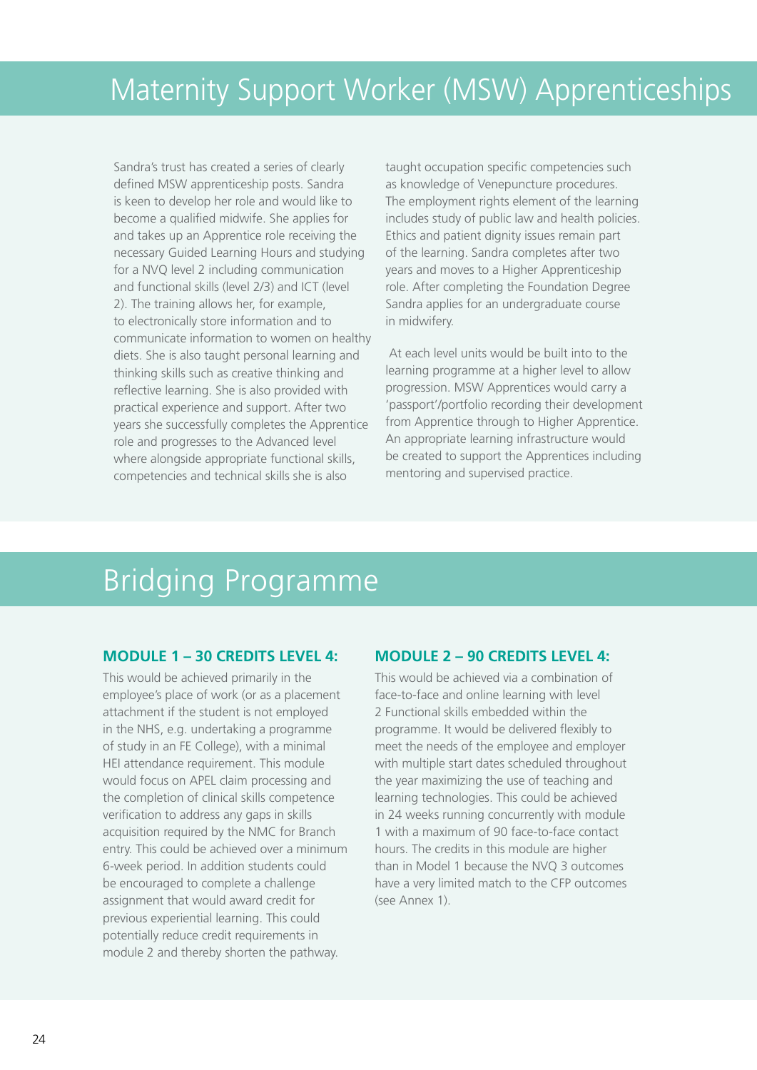## Maternity Support Worker (MSW) Apprenticeships

Sandra's trust has created a series of clearly defined MSW apprenticeship posts. Sandra is keen to develop her role and would like to become a qualified midwife. She applies for and takes up an Apprentice role receiving the necessary Guided Learning Hours and studying for a NVQ level 2 including communication and functional skills (level 2/3) and ICT (level 2). The training allows her, for example, to electronically store information and to communicate information to women on healthy diets. She is also taught personal learning and thinking skills such as creative thinking and reflective learning. She is also provided with practical experience and support. After two years she successfully completes the Apprentice role and progresses to the Advanced level where alongside appropriate functional skills, competencies and technical skills she is also taught occupation specific competencies such as knowledge of Venepuncture procedures. The employment rights element of the learning includes study of public law and health policies. Ethics and patient dignity issues remain part of the learning. Sandra completes after two years and moves to a Higher Apprenticeship role. After completing the Foundation Degree Sandra applies for an undergraduate course in midwifery.

At each level units would be built into to the learning programme at a higher level to allow progression. MSW Apprentices would carry a 'passport'/portfolio recording their development from Apprentice through to Higher Apprentice. An appropriate learning infrastructure would be created to support the Apprentices including mentoring and supervised practice.

## Bridging Programme

### MODULE 1 – 30 CREDITS LEVEL 4:

This would be achieved primarily in the employee's place of work (or as a placement attachment if the student is not employed in the NHS, e.g. undertaking a programme of study in an FE College), with a minimal HEI attendance requirement. This module would focus on APEL claim processing and the completion of clinical skills competence verification to address any gaps in skills acquisition required by the NMC for Branch entry. This could be achieved over a minimum 6-week period. In addition students could be encouraged to complete a challenge assignment that would award credit for previous experiential learning. This could potentially reduce credit requirements in module 2 and thereby shorten the pathway.

### MODULE 2 – 90 CREDITS LEVEL 4:

This would be achieved via a combination of face-to-face and online learning with level 2 Functional skills embedded within the programme. It would be delivered flexibly to meet the needs of the employee and employer with multiple start dates scheduled throughout the year maximizing the use of teaching and learning technologies. This could be achieved in 24 weeks running concurrently with module 1 with a maximum of 90 face-to-face contact hours. The credits in this module are higher than in Model 1 because the NVQ 3 outcomes have a very limited match to the CFP outcomes (see Annex 1).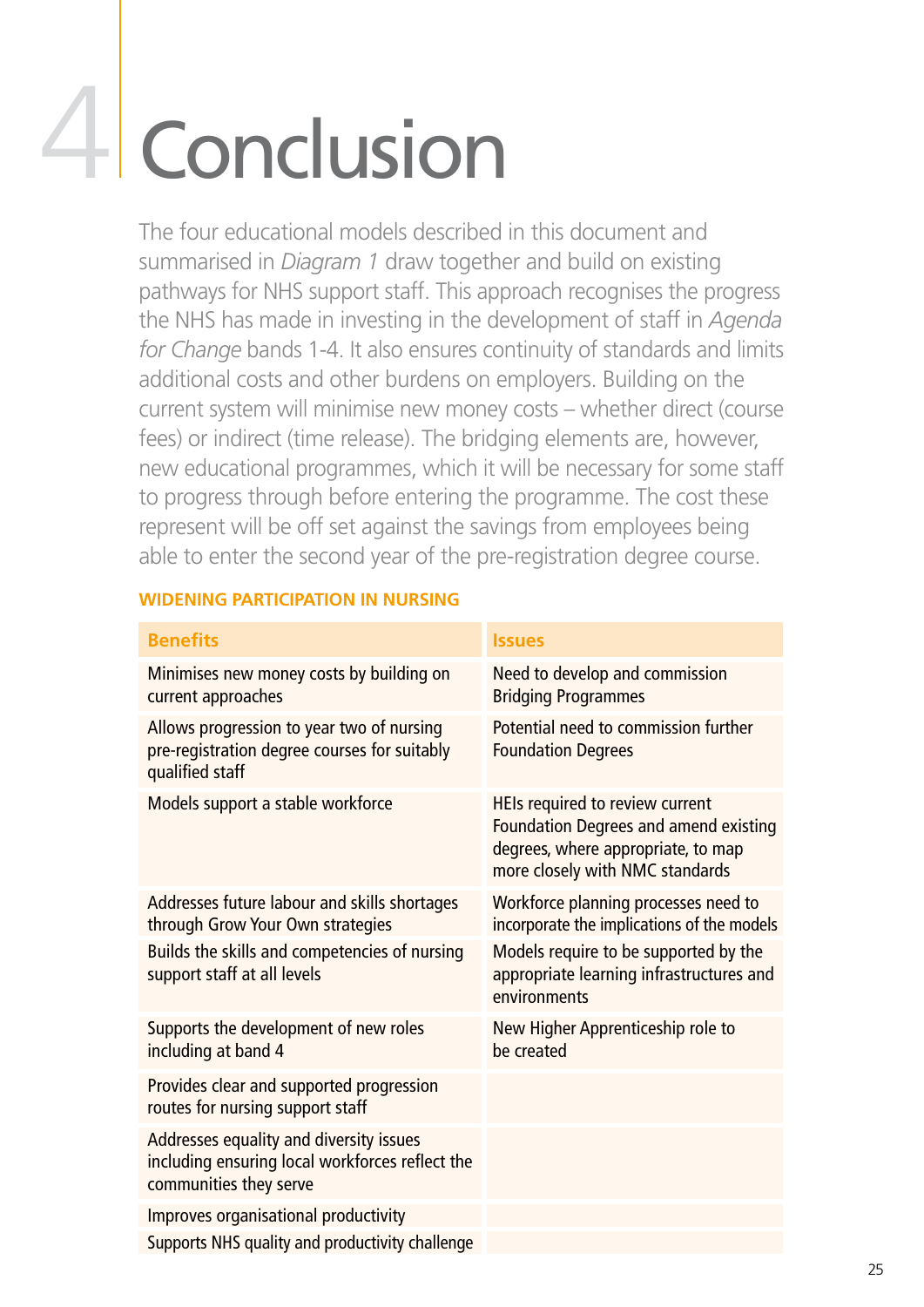# 4 Conclusion

The four educational models described in this document and summarised in *Diagram 1* draw together and build on existing pathways for NHS support staff. This approach recognises the progress the NHS has made in investing in the development of staff in *Agenda for Change* bands 1-4. It also ensures continuity of standards and limits additional costs and other burdens on employers. Building on the current system will minimise new money costs – whether direct (course fees) or indirect (time release). The bridging elements are, however, new educational programmes, which it will be necessary for some staff to progress through before entering the programme. The cost these represent will be off set against the savings from employees being able to enter the second year of the pre-registration degree course.

**WIDENING PARTICIPATION IN NURSING**

| Benefits | Issues |
|---|---|
| Minimises new money costs by building on current approaches | Need to develop and commission Bridging Programmes |
| Allows progression to year two of nursing pre-registration degree courses for suitably qualified staff | Potential need to commission further Foundation Degrees |
| Models support a stable workforce | HEIs required to review current Foundation Degrees and amend existing degrees, where appropriate, to map more closely with NMC standards |
| Addresses future labour and skills shortages through Grow Your Own strategies | Workforce planning processes need to incorporate the implications of the models |
| Builds the skills and competencies of nursing support staff at all levels | Models require to be supported by the appropriate learning infrastructures and environments |
| Supports the development of new roles including at band 4 | New Higher Apprenticeship role to be created |
| Provides clear and supported progression routes for nursing support staff | |
| Addresses equality and diversity issues including ensuring local workforces reflect the communities they serve | |
| Improves organisational productivity | |
| Supports NHS quality and productivity challenge | |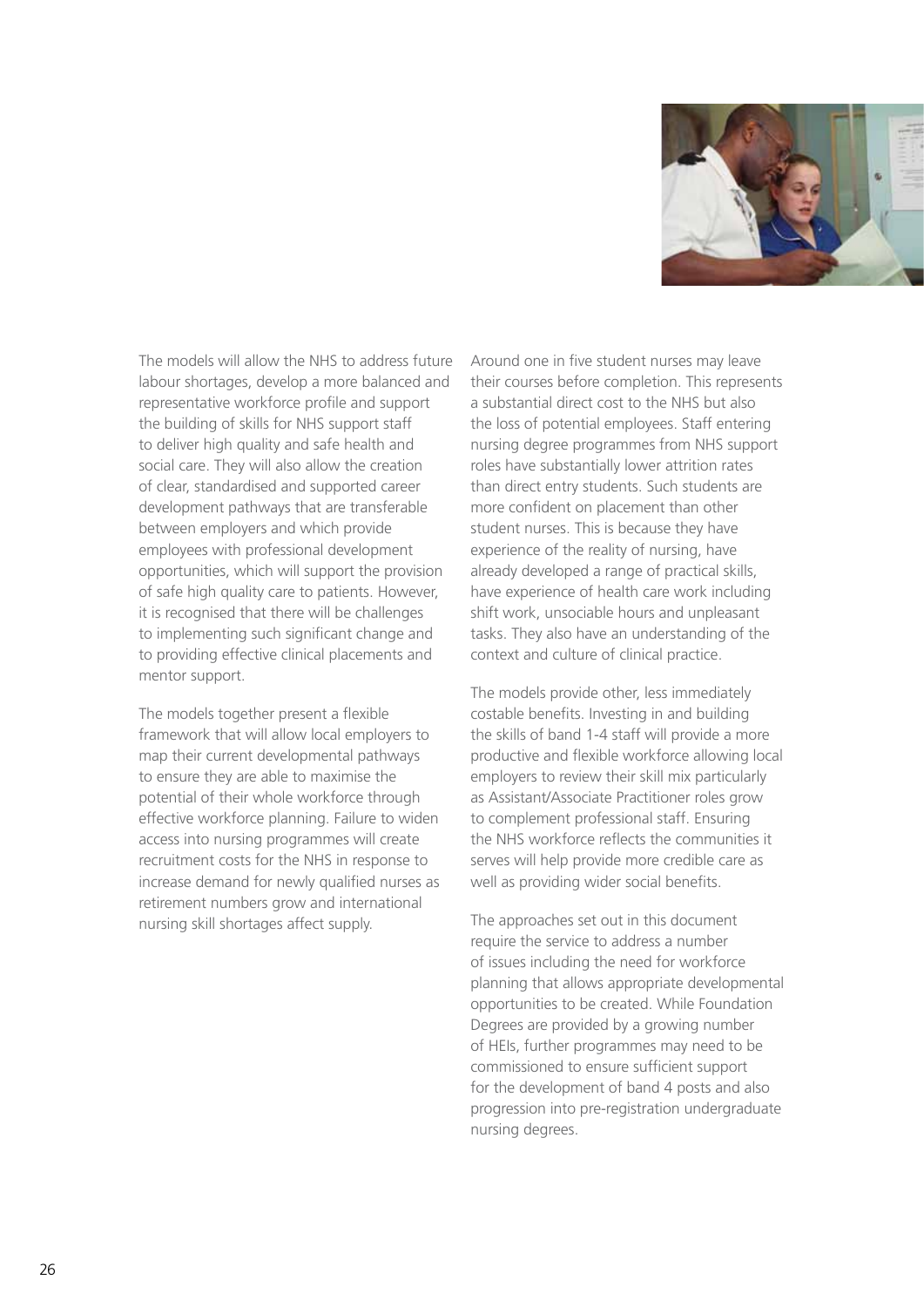The models will allow the NHS to address future labour shortages, develop a more balanced and representative workforce profile and support the building of skills for NHS support staff to deliver high quality and safe health and social care. They will also allow the creation of clear, standardised and supported career development pathways that are transferable between employers and which provide employees with professional development opportunities, which will support the provision of safe high quality care to patients. However, it is recognised that there will be challenges to implementing such significant change and to providing effective clinical placements and mentor support.

The models together present a flexible framework that will allow local employers to map their current developmental pathways to ensure they are able to maximise the potential of their whole workforce through effective workforce planning. Failure to widen access into nursing programmes will create recruitment costs for the NHS in response to increase demand for newly qualified nurses as retirement numbers grow and international nursing skill shortages affect supply.

Around one in five student nurses may leave their courses before completion. This represents a substantial direct cost to the NHS but also the loss of potential employees. Staff entering nursing degree programmes from NHS support roles have substantially lower attrition rates than direct entry students. Such students are more confident on placement than other student nurses. This is because they have experience of the reality of nursing, have already developed a range of practical skills, have experience of health care work including shift work, unsociable hours and unpleasant tasks. They also have an understanding of the context and culture of clinical practice.

The models provide other, less immediately costable benefits. Investing in and building the skills of band 1-4 staff will provide a more productive and flexible workforce allowing local employers to review their skill mix particularly as Assistant/Associate Practitioner roles grow to complement professional staff. Ensuring the NHS workforce reflects the communities it serves will help provide more credible care as well as providing wider social benefits.

The approaches set out in this document require the service to address a number of issues including the need for workforce planning that allows appropriate developmental opportunities to be created. While Foundation Degrees are provided by a growing number of HEIs, further programmes may need to be commissioned to ensure sufficient support for the development of band 4 posts and also progression into pre-registration undergraduate nursing degrees.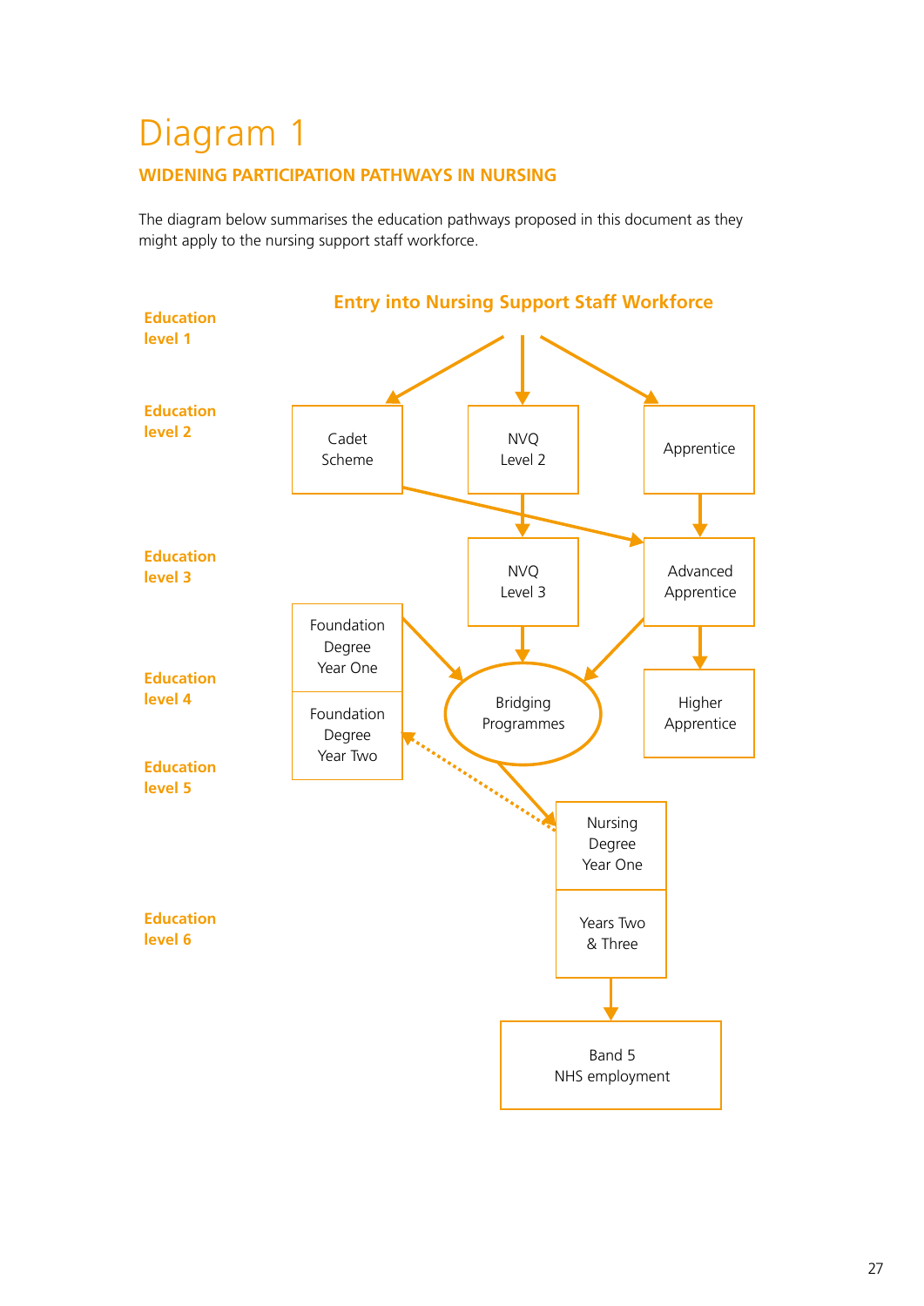# Diagram 1

## WIDENING PARTICIPATION PATHWAYS IN NURSING

The diagram below summarises the education pathways proposed in this document as they might apply to the nursing support staff workforce.

**Entry into Nursing Support Staff Workforce**

**Education level 1**

**Education level 2**

Cadet Scheme

NVQ Level 2

Apprentice

**Education level 3**

NVQ Level 3

Advanced Apprentice

Foundation Degree Year One

**Education level 4**

Bridging Programmes

Higher Apprentice

Foundation Degree Year Two

**Education level 5**

Nursing Degree Year One

**Education level 6**

Years Two & Three

Band 5 NHS employment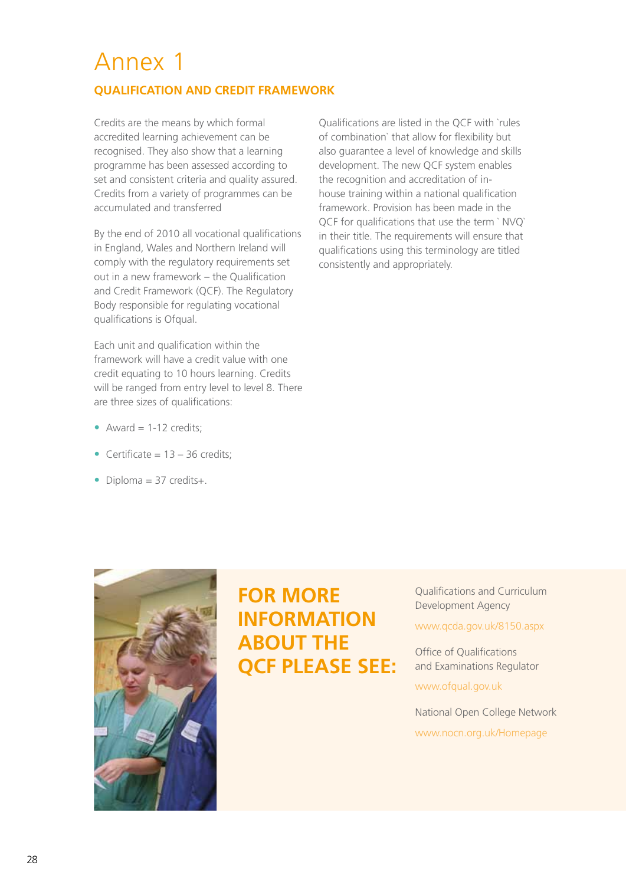# Annex 1

## QUALIFICATION AND CREDIT FRAMEWORK

Credits are the means by which formal accredited learning achievement can be recognised. They also show that a learning programme has been assessed according to set and consistent criteria and quality assured. Credits from a variety of programmes can be accumulated and transferred

By the end of 2010 all vocational qualifications in England, Wales and Northern Ireland will comply with the regulatory requirements set out in a new framework – the Qualification and Credit Framework (QCF). The Regulatory Body responsible for regulating vocational qualifications is Ofqual.

Each unit and qualification within the framework will have a credit value with one credit equating to 10 hours learning. Credits will be ranged from entry level to level 8. There are three sizes of qualifications:

- Award = 1-12 credits;
- Certificate = 13 – 36 credits;
- Diploma = 37 credits+.

Qualifications are listed in the QCF with `rules of combination` that allow for flexibility but also guarantee a level of knowledge and skills development. The new QCF system enables the recognition and accreditation of in-house training within a national qualification framework. Provision has been made in the QCF for qualifications that use the term ` NVQ` in their title. The requirements will ensure that qualifications using this terminology are titled consistently and appropriately.

## FOR MORE INFORMATION ABOUT THE QCF PLEASE SEE:

Qualifications and Curriculum Development Agency

www.qcda.gov.uk/8150.aspx

Office of Qualifications and Examinations Regulator

www.ofqual.gov.uk

National Open College Network

www.nocn.org.uk/Homepage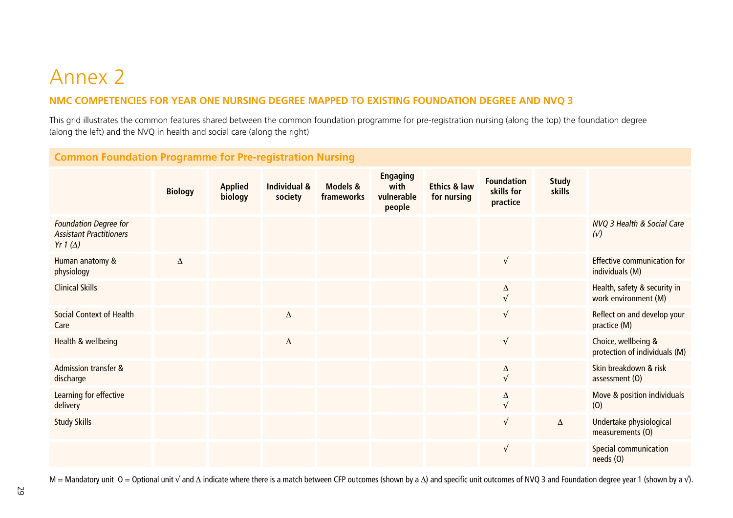# Annex 2

## NMC COMPETENCIES FOR YEAR ONE NURSING DEGREE MAPPED TO EXISTING FOUNDATION DEGREE AND NVQ 3

This grid illustrates the common features shared between the common foundation programme for pre-registration nursing (along the top) the foundation degree (along the left) and the NVQ in health and social care (along the right)

| Common Foundation Programme for Pre-registration Nursing | | | | | | | | | |
|---|---|---|---|---|---|---|---|---|---|
| | **Biology** | **Applied biology** | **Individual & society** | **Models & frameworks** | **Engaging with vulnerable people** | **Ethics & law for nursing** | **Foundation skills for practice** | **Study skills** | |
| *Foundation Degree for Assistant Practitioners Yr 1 (Δ)* | | | | | | | | | *NVQ 3 Health & Social Care (√)* |
| Human anatomy & physiology | Δ | | | | | | √ | | Effective communication for individuals (M) |
| Clinical Skills | | | | | | | Δ √ | | Health, safety & security in work environment (M) |
| Social Context of Health Care | | | Δ | | | | √ | | Reflect on and develop your practice (M) |
| Health & wellbeing | | | Δ | | | | √ | | Choice, wellbeing & protection of individuals (M) |
| Admission transfer & discharge | | | | | | | Δ √ | | Skin breakdown & risk assessment (O) |
| Learning for effective delivery | | | | | | | Δ √ | | Move & position individuals (O) |
| Study Skills | | | | | | | √ | Δ | Undertake physiological measurements (O) |
| | | | | | | | √ | | Special communication needs (O) |

M = Mandatory unit O = Optional unit √ and Δ indicate where there is a match between CFP outcomes (shown by a Δ) and specific unit outcomes of NVQ 3 and Foundation degree year 1 (shown by a √).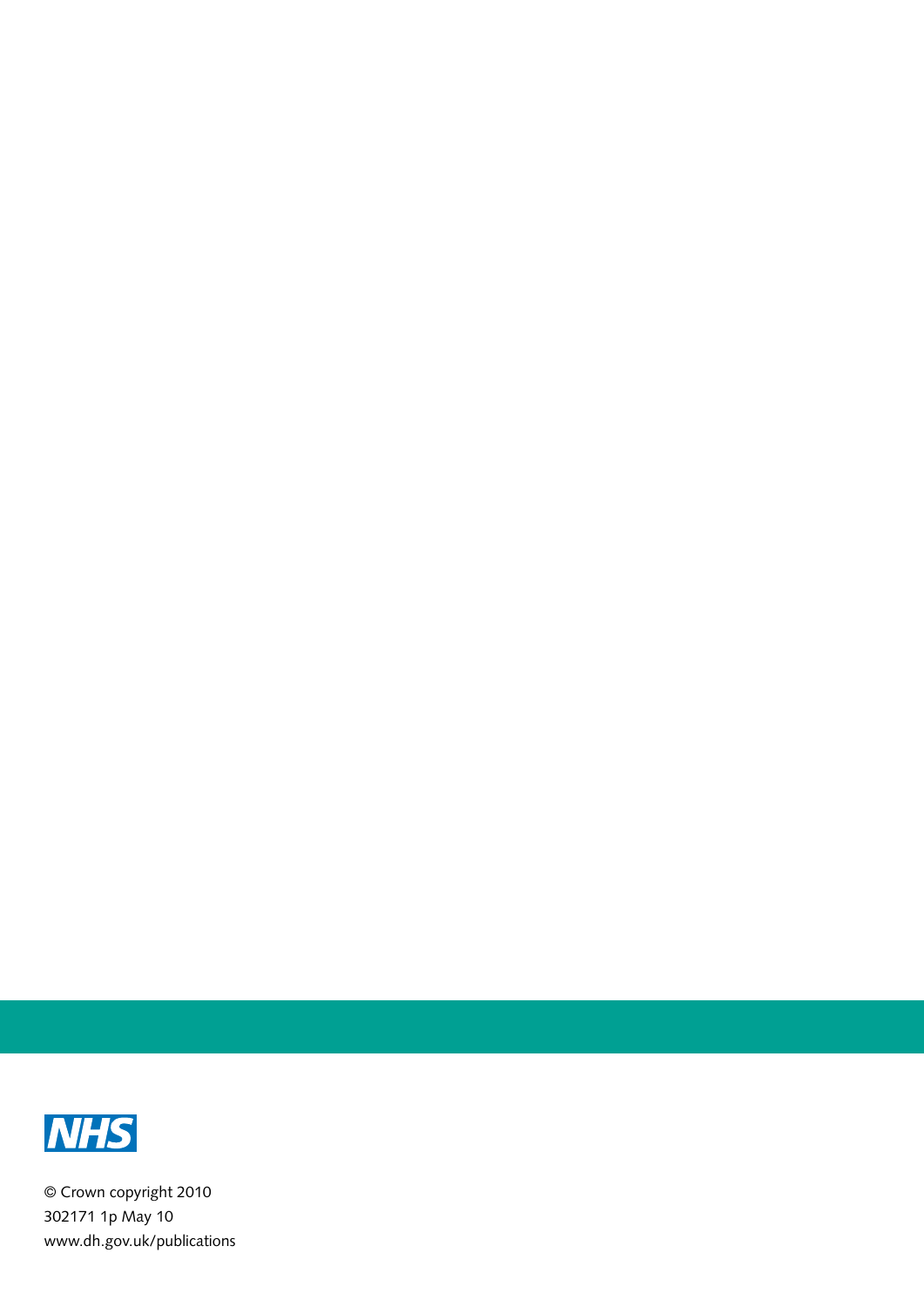NHS

© Crown copyright 2010
302171 1p May 10
www.dh.gov.uk/publications